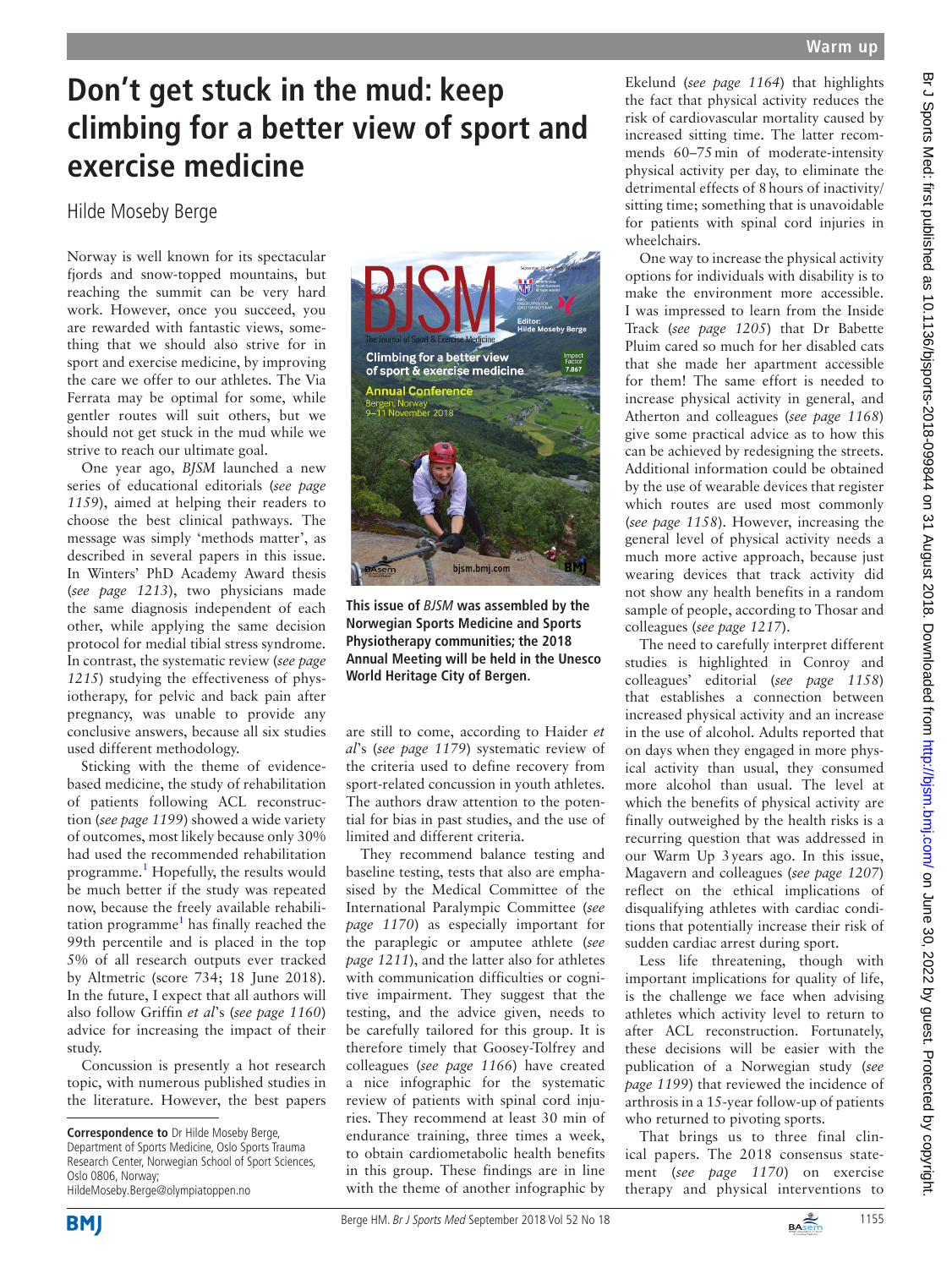# Don't get stuck in the mud: keep climbing for a better view of sport and exercise medicine

Hilde Moseby Berge

Norway is well known for its spectacular fjords and snow-topped mountains, but reaching the summit can be very hard work. However, once you succeed, you are rewarded with fantastic views, something that we should also strive for in sport and exercise medicine, by improving the care we offer to our athletes. The Via Ferrata may be optimal for some, while gentler routes will suit others, but we should not get stuck in the mud while we strive to reach our ultimate goal.

One year ago, *BJSM* launched a new series of educational editorials (*see page 1159*), aimed at helping their readers to choose the best clinical pathways. The message was simply 'methods matter', as described in several papers in this issue. In Winters' PhD Academy Award thesis (*see page 1213*), two physicians made the same diagnosis independent of each other, while applying the same decision protocol for medial tibial stress syndrome. In contrast, the systematic review (*see page 1215*) studying the effectiveness of physiotherapy, for pelvic and back pain after pregnancy, was unable to provide any conclusive answers, because all six studies used different methodology.

Sticking with the theme of evidence-based medicine, the study of rehabilitation of patients following ACL reconstruction (*see page 1199*) showed a wide variety of outcomes, most likely because only 30% had used the recommended rehabilitation programme.[1] Hopefully, the results would be much better if the study was repeated now, because the freely available rehabilitation programme[1] has finally reached the 99th percentile and is placed in the top 5% of all research outputs ever tracked by Altmetric (score 734; 18 June 2018). In the future, I expect that all authors will also follow Griffin *et al*'s (*see page 1160*) advice for increasing the impact of their study.

Concussion is presently a hot research topic, with numerous published studies in the literature. However, the best papers are still to come, according to Haider *et al*'s (*see page 1179*) systematic review of the criteria used to define recovery from sport-related concussion in youth athletes. The authors draw attention to the potential for bias in past studies, and the use of limited and different criteria.

This issue of *BJSM* was assembled by the Norwegian Sports Medicine and Sports Physiotherapy communities; the 2018 Annual Meeting will be held in the Unesco World Heritage City of Bergen.

They recommend balance testing and baseline testing, tests that also are emphasised by the Medical Committee of the International Paralympic Committee (*see page 1170*) as especially important for the paraplegic or amputee athlete (*see page 1211*), and the latter also for athletes with communication difficulties or cognitive impairment. They suggest that the testing, and the advice given, needs to be carefully tailored for this group. It is therefore timely that Goosey-Tolfrey and colleagues (*see page 1166*) have created a nice infographic for the systematic review of patients with spinal cord injuries. They recommend at least 30 min of endurance training, three times a week, to obtain cardiometabolic health benefits in this group. These findings are in line with the theme of another infographic by Ekelund (*see page 1164*) that highlights the fact that physical activity reduces the risk of cardiovascular mortality caused by increased sitting time. The latter recommends 60–75 min of moderate-intensity physical activity per day, to eliminate the detrimental effects of 8 hours of inactivity/sitting time; something that is unavoidable for patients with spinal cord injuries in wheelchairs.

One way to increase the physical activity options for individuals with disability is to make the environment more accessible. I was impressed to learn from the Inside Track (*see page 1205*) that Dr Babette Pluim cared so much for her disabled cats that she made her apartment accessible for them! The same effort is needed to increase physical activity in general, and Atherton and colleagues (*see page 1168*) give some practical advice as to how this can be achieved by redesigning the streets. Additional information could be obtained by the use of wearable devices that register which routes are used most commonly (*see page 1158*). However, increasing the general level of physical activity needs a much more active approach, because just wearing devices that track activity did not show any health benefits in a random sample of people, according to Thosar and colleagues (*see page 1217*).

The need to carefully interpret different studies is highlighted in Conroy and colleagues' editorial (*see page 1158*) that establishes a connection between increased physical activity and an increase in the use of alcohol. Adults reported that on days when they engaged in more physical activity than usual, they consumed more alcohol than usual. The level at which the benefits of physical activity are finally outweighed by the health risks is a recurring question that was addressed in our Warm Up 3 years ago. In this issue, Magavern and colleagues (*see page 1207*) reflect on the ethical implications of disqualifying athletes with cardiac conditions that potentially increase their risk of sudden cardiac arrest during sport.

Less life threatening, though with important implications for quality of life, is the challenge we face when advising athletes which activity level to return to after ACL reconstruction. Fortunately, these decisions will be easier with the publication of a Norwegian study (*see page 1199*) that reviewed the incidence of arthrosis in a 15-year follow-up of patients who returned to pivoting sports.

That brings us to three final clinical papers. The 2018 consensus statement (*see page 1170*) on exercise therapy and physical interventions to

**Correspondence to** Dr Hilde Moseby Berge, Department of Sports Medicine, Oslo Sports Trauma Research Center, Norwegian School of Sport Sciences, Oslo 0806, Norway; HildeMoseby.Berge@olympiatoppen.no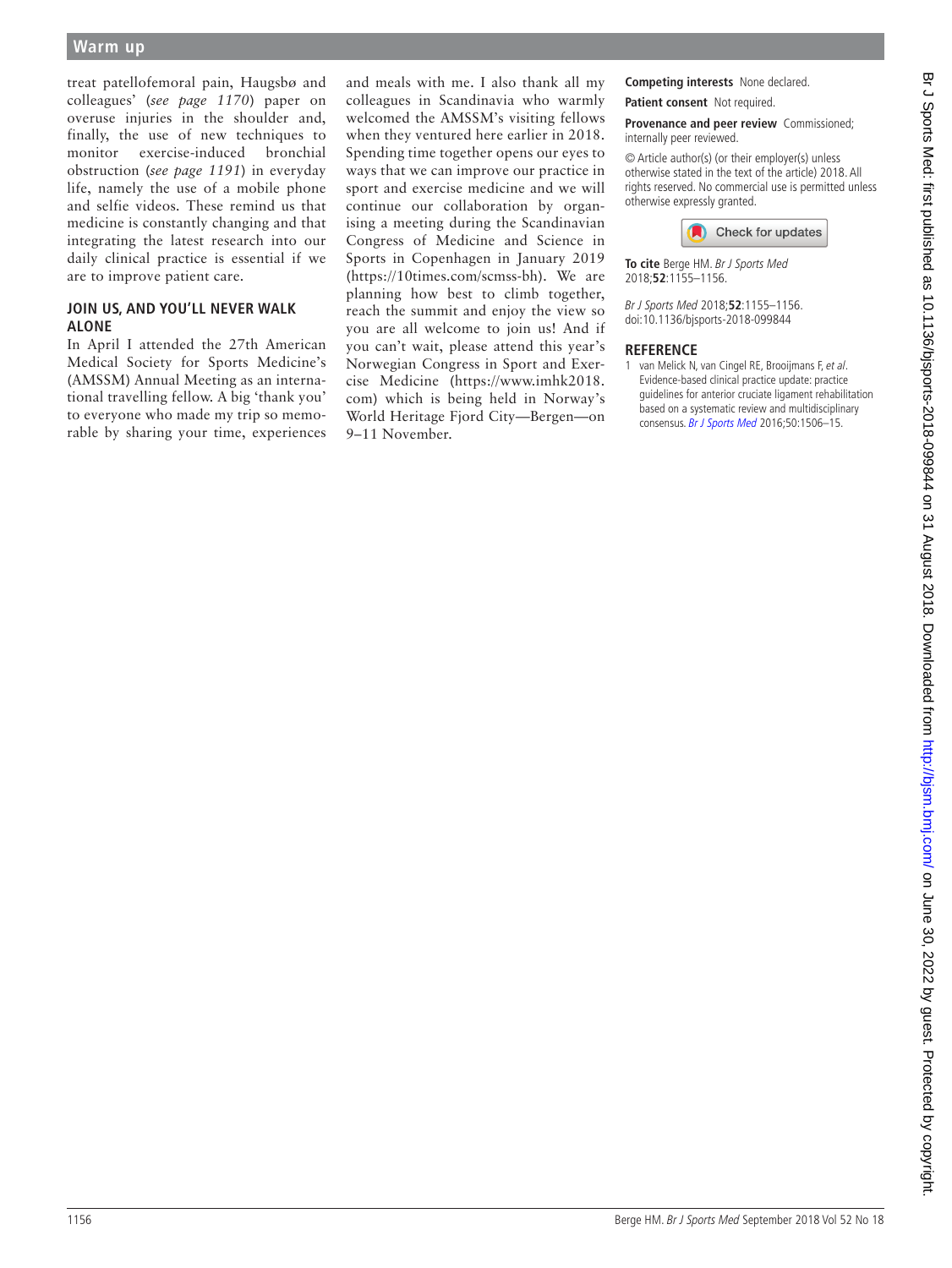treat patellofemoral pain, Haugsbø and colleagues' (*see page 1170*) paper on overuse injuries in the shoulder and, finally, the use of new techniques to monitor exercise-induced bronchial obstruction (*see page 1191*) in everyday life, namely the use of a mobile phone and selfie videos. These remind us that medicine is constantly changing and that integrating the latest research into our daily clinical practice is essential if we are to improve patient care.

## JOIN US, AND YOU'LL NEVER WALK ALONE

In April I attended the 27th American Medical Society for Sports Medicine's (AMSSM) Annual Meeting as an international travelling fellow. A big 'thank you' to everyone who made my trip so memorable by sharing your time, experiences and meals with me. I also thank all my colleagues in Scandinavia who warmly welcomed the AMSSM's visiting fellows when they ventured here earlier in 2018. Spending time together opens our eyes to ways that we can improve our practice in sport and exercise medicine and we will continue our collaboration by organising a meeting during the Scandinavian Congress of Medicine and Science in Sports in Copenhagen in January 2019 (https://10times.com/scmss-bh). We are planning how best to climb together, reach the summit and enjoy the view so you are all welcome to join us! And if you can't wait, please attend this year's Norwegian Congress in Sport and Exercise Medicine (https://www.imhk2018.com) which is being held in Norway's World Heritage Fjord City—Bergen—on 9–11 November.

**Competing interests** None declared.

**Patient consent** Not required.

**Provenance and peer review** Commissioned; internally peer reviewed.

© Article author(s) (or their employer(s) unless otherwise stated in the text of the article) 2018. All rights reserved. No commercial use is permitted unless otherwise expressly granted.

**To cite** Berge HM. *Br J Sports Med* 2018;**52**:1155–1156.

*Br J Sports Med* 2018;**52**:1155–1156. doi:10.1136/bjsports-2018-099844

## REFERENCE

1. van Melick N, van Cingel RE, Brooijmans F, *et al*. Evidence-based clinical practice guidelines for anterior cruciate ligament rehabilitation based on a systematic review and multidisciplinary consensus. *Br J Sports Med* 2016;50:1506–15.